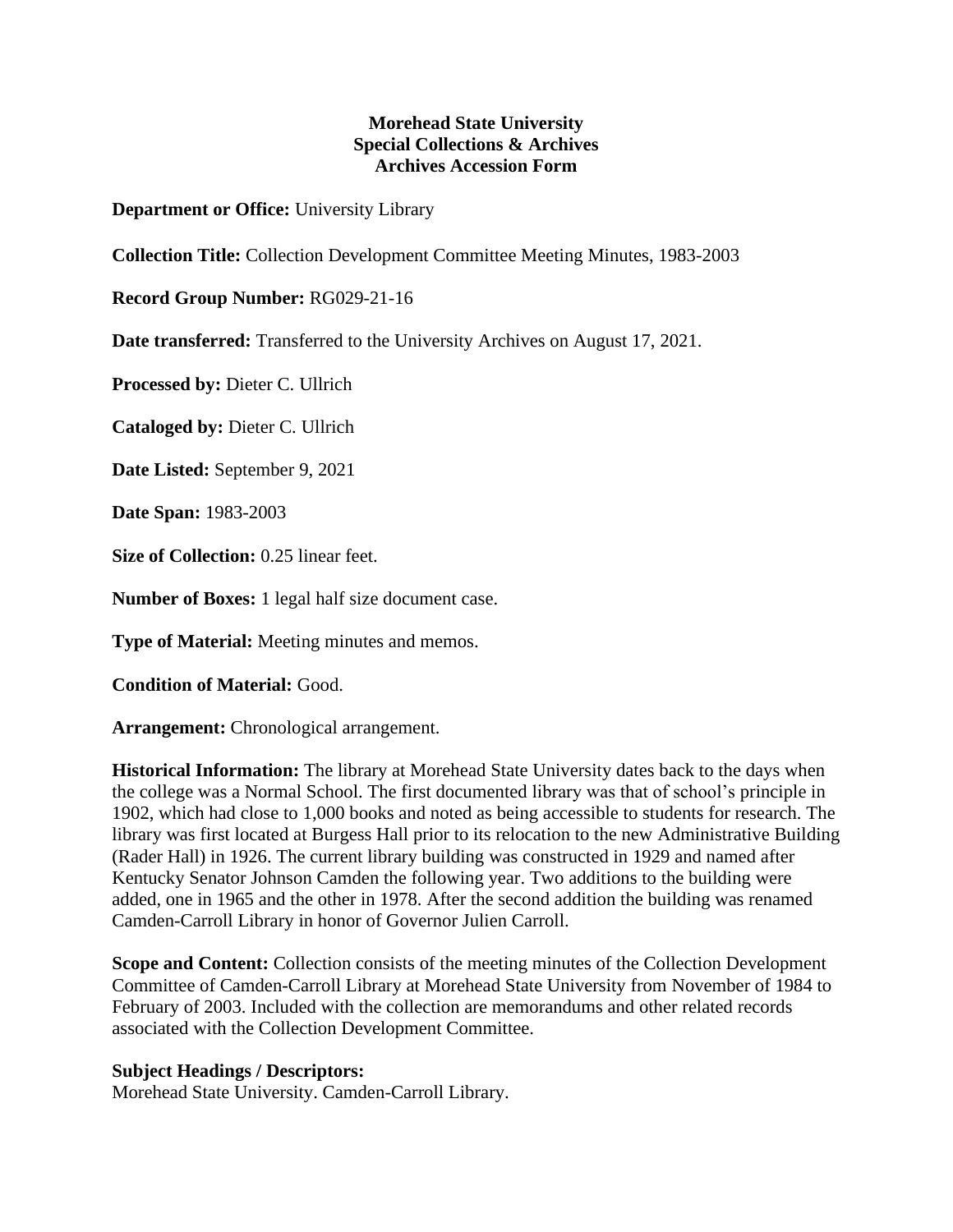**Morehead State University**
**Special Collections & Archives**
**Archives Accession Form**

**Department or Office:** University Library

**Collection Title:** Collection Development Committee Meeting Minutes, 1983-2003

**Record Group Number:** RG029-21-16

**Date transferred:** Transferred to the University Archives on August 17, 2021.

**Processed by:** Dieter C. Ullrich

**Cataloged by:** Dieter C. Ullrich

**Date Listed:** September 9, 2021

**Date Span:** 1983-2003

**Size of Collection:** 0.25 linear feet.

**Number of Boxes:** 1 legal half size document case.

**Type of Material:** Meeting minutes and memos.

**Condition of Material:** Good.

**Arrangement:** Chronological arrangement.

**Historical Information:** The library at Morehead State University dates back to the days when the college was a Normal School. The first documented library was that of school's principle in 1902, which had close to 1,000 books and noted as being accessible to students for research. The library was first located at Burgess Hall prior to its relocation to the new Administrative Building (Rader Hall) in 1926. The current library building was constructed in 1929 and named after Kentucky Senator Johnson Camden the following year. Two additions to the building were added, one in 1965 and the other in 1978. After the second addition the building was renamed Camden-Carroll Library in honor of Governor Julien Carroll.

**Scope and Content:** Collection consists of the meeting minutes of the Collection Development Committee of Camden-Carroll Library at Morehead State University from November of 1984 to February of 2003. Included with the collection are memorandums and other related records associated with the Collection Development Committee.

**Subject Headings / Descriptors:**
Morehead State University. Camden-Carroll Library.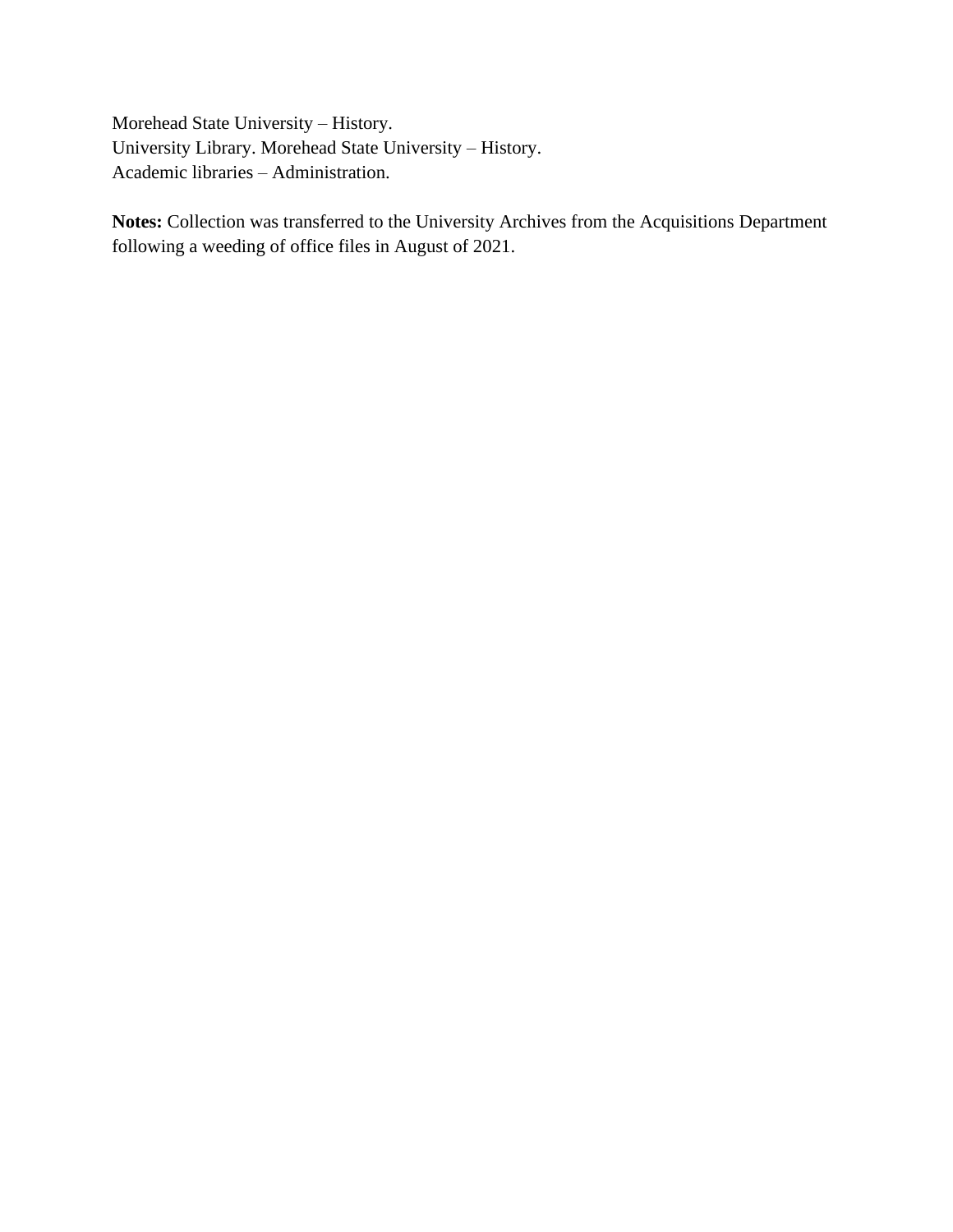Morehead State University – History.
University Library. Morehead State University – History.
Academic libraries – Administration.

**Notes:** Collection was transferred to the University Archives from the Acquisitions Department following a weeding of office files in August of 2021.